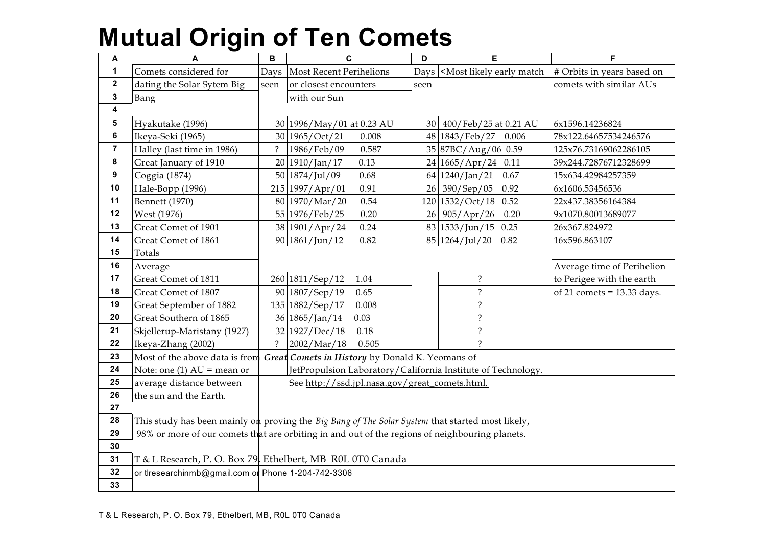# Mutual Origin of Ten Comets

| A | A | B | C | D | E | F |
|---|---|---|---|---|---|---|
| 1 | Comets considered for | Days | Most Recent Perihelions | Days | <Most likely early match | # Orbits in years based on |
| 2 | dating the Solar Sytem Big | seen | or closest encounters | seen | | comets with similar AUs |
| 3 | Bang | | with our Sun | | | |
| 4 | | | | | | |
| 5 | Hyakutake (1996) | 30 | 1996/May/01 at 0.23 AU | 30 | 400/Feb/25 at 0.21 AU | 6x1596.14236824 |
| 6 | Ikeya-Seki (1965) | 30 | 1965/Oct/21 0.008 | 48 | 1843/Feb/27 0.006 | 78x122.64657534246576 |
| 7 | Halley (last time in 1986) | ? | 1986/Feb/09 0.587 | 35 | 87BC/Aug/06 0.59 | 125x76.73169062286105 |
| 8 | Great January of 1910 | 20 | 1910/Jan/17 0.13 | 24 | 1665/Apr/24 0.11 | 39x244.72876712328699 |
| 9 | Coggia (1874) | 50 | 1874/Jul/09 0.68 | 64 | 1240/Jan/21 0.67 | 15x634.42984257359 |
| 10 | Hale-Bopp (1996) | 215 | 1997/Apr/01 0.91 | 26 | 390/Sep/05 0.92 | 6x1606.53456536 |
| 11 | Bennett (1970) | 80 | 1970/Mar/20 0.54 | 120 | 1532/Oct/18 0.52 | 22x437.38356164384 |
| 12 | West (1976) | 55 | 1976/Feb/25 0.20 | 26 | 905/Apr/26 0.20 | 9x1070.80013689077 |
| 13 | Great Comet of 1901 | 38 | 1901/Apr/24 0.24 | 83 | 1533/Jun/15 0.25 | 26x367.824972 |
| 14 | Great Comet of 1861 | 90 | 1861/Jun/12 0.82 | 85 | 1264/Jul/20 0.82 | 16x596.863107 |
| 15 | Totals | | | | | |
| 16 | Average | | | | | Average time of Perihelion |
| 17 | Great Comet of 1811 | 260 | 1811/Sep/12 1.04 | | ? | to Perigee with the earth |
| 18 | Great Comet of 1807 | 90 | 1807/Sep/19 0.65 | | ? | of 21 comets = 13.33 days. |
| 19 | Great September of 1882 | 135 | 1882/Sep/17 0.008 | | ? | |
| 20 | Great Southern of 1865 | 36 | 1865/Jan/14 0.03 | | ? | |
| 21 | Skjellerup-Maristany (1927) | 32 | 1927/Dec/18 0.18 | | ? | |
| 22 | Ikeya-Zhang (2002) | ? | 2002/Mar/18 0.505 | | ? | |
| 23 | Most of the above data is from ***Great Comets in History*** by Donald K. Yeomans of | | | | | |
| 24 | Note: one (1) AU = mean or | | JetPropulsion Laboratory/California Institute of Technology. | | | |
| 25 | average distance between | | See http://ssd.jpl.nasa.gov/great_comets.html. | | | |
| 26 | the sun and the Earth. | | | | | |
| 27 | | | | | | |
| 28 | This study has been mainly on proving the *Big Bang of The Solar System* that started most likely, | | | | | |
| 29 | 98% or more of our comets that are orbiting in and out of the regions of neighbouring planets. | | | | | |
| 30 | | | | | | |
| 31 | T & L Research, P. O. Box 79, Ethelbert, MB R0L 0T0 Canada | | | | | |
| 32 | or tlresearchinmb@gmail.com or Phone 1-204-742-3306 | | | | | |
| 33 | | | | | | |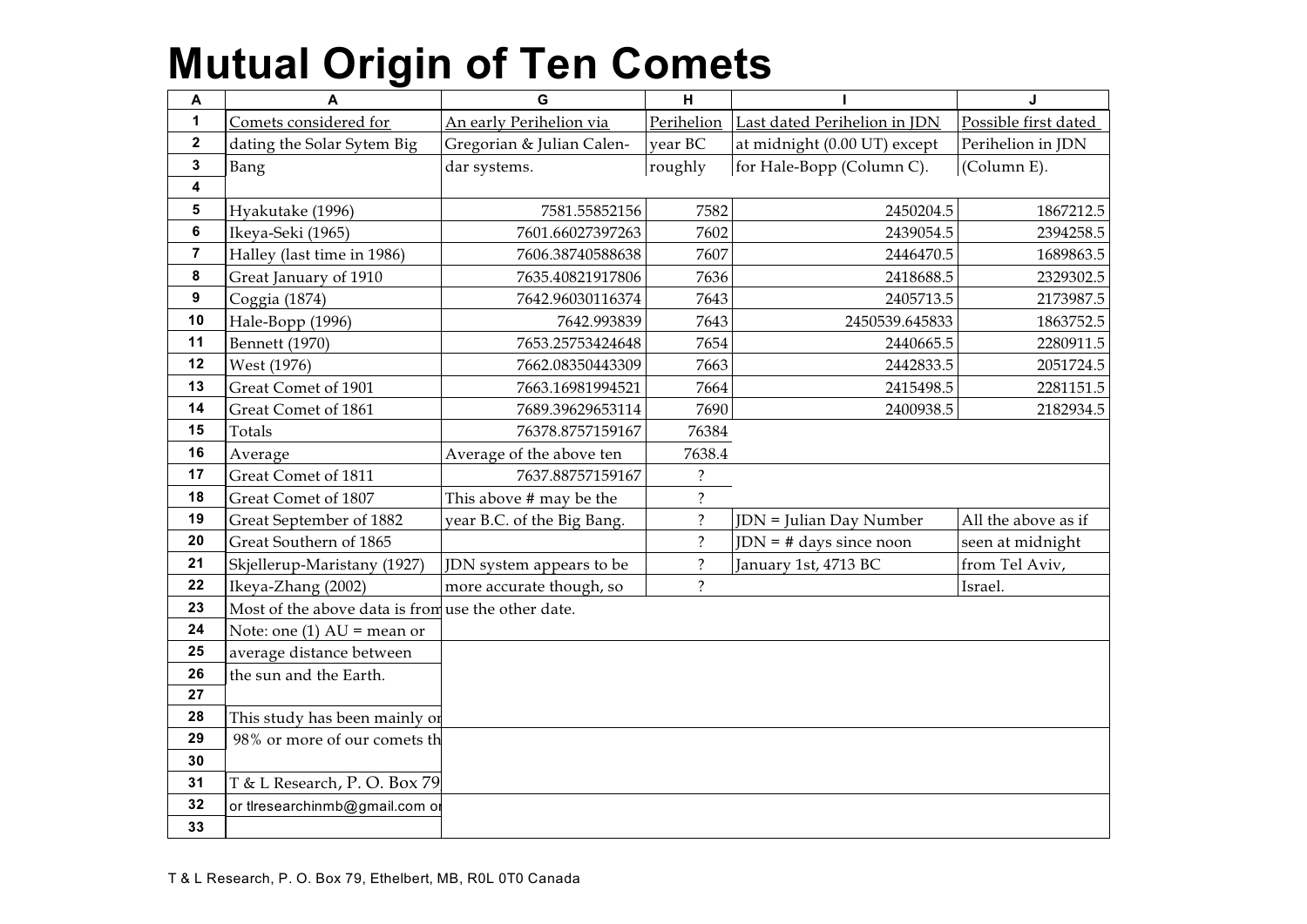# Mutual Origin of Ten Comets

| A | A | G | H | I | J |
|---|---|---|---|---|---|
| 1 | Comets considered for | An early Perihelion via | Perihelion | Last dated Perihelion in JDN | Possible first dated |
| 2 | dating the Solar Sytem Big | Gregorian & Julian Calen- | year BC | at midnight (0.00 UT) except | Perihelion in JDN |
| 3 | Bang | dar systems. | roughly | for Hale-Bopp (Column C). | (Column E). |
| 4 | | | | | |
| 5 | Hyakutake (1996) | 7581.55852156 | 7582 | 2450204.5 | 1867212.5 |
| 6 | Ikeya-Seki (1965) | 7601.66027397263 | 7602 | 2439054.5 | 2394258.5 |
| 7 | Halley (last time in 1986) | 7606.38740588638 | 7607 | 2446470.5 | 1689863.5 |
| 8 | Great January of 1910 | 7635.40821917806 | 7636 | 2418688.5 | 2329302.5 |
| 9 | Coggia (1874) | 7642.96030116374 | 7643 | 2405713.5 | 2173987.5 |
| 10 | Hale-Bopp (1996) | 7642.993839 | 7643 | 2450539.645833 | 1863752.5 |
| 11 | Bennett (1970) | 7653.25753424648 | 7654 | 2440665.5 | 2280911.5 |
| 12 | West (1976) | 7662.08350443309 | 7663 | 2442833.5 | 2051724.5 |
| 13 | Great Comet of 1901 | 7663.16981994521 | 7664 | 2415498.5 | 2281151.5 |
| 14 | Great Comet of 1861 | 7689.39629653114 | 7690 | 2400938.5 | 2182934.5 |
| 15 | Totals | 76378.8757159167 | 76384 | | |
| 16 | Average | Average of the above ten | 7638.4 | | |
| 17 | Great Comet of 1811 | 7637.88757159167 | ? | | |
| 18 | Great Comet of 1807 | This above # may be the | ? | | |
| 19 | Great September of 1882 | year B.C. of the Big Bang. | ? | JDN = Julian Day Number | All the above as if |
| 20 | Great Southern of 1865 | | ? | JDN = # days since noon | seen at midnight |
| 21 | Skjellerup-Maristany (1927) | JDN system appears to be | ? | January 1st, 4713 BC | from Tel Aviv, |
| 22 | Ikeya-Zhang (2002) | more accurate though, so | ? | | Israel. |
| 23 | Most of the above data is from | use the other date. | | | |
| 24 | Note: one (1) AU = mean or | | | | |
| 25 | average distance between | | | | |
| 26 | the sun and the Earth. | | | | |
| 27 | | | | | |
| 28 | This study has been mainly or | | | | |
| 29 | 98% or more of our comets th | | | | |
| 30 | | | | | |
| 31 | T & L Research, P. O. Box 79 | | | | |
| 32 | or tlresearchinmb@gmail.com or | | | | |
| 33 | | | | | |

T & L Research, P. O. Box 79, Ethelbert, MB, R0L 0T0 Canada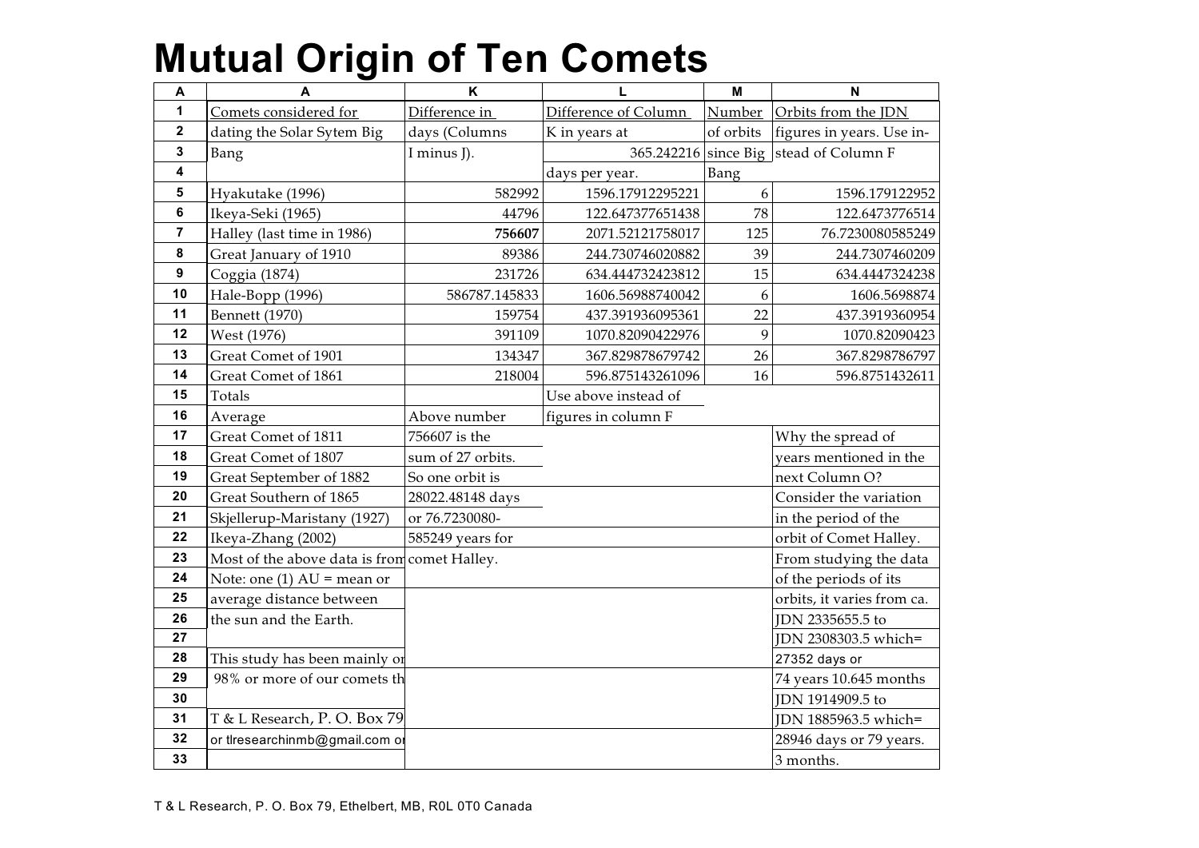# Mutual Origin of Ten Comets

| A | A | K | L | M | N |
|---|---|---|---|---|---|
| 1 | Comets considered for | Difference in | Difference of Column | Number | Orbits from the JDN |
| 2 | dating the Solar Sytem Big | days (Columns | K in years at | of orbits | figures in years. Use in- |
| 3 | Bang | I minus J). | 365.242216 | since Big | stead of Column F |
| 4 | | | days per year. | Bang | |
| 5 | Hyakutake (1996) | 582992 | 1596.17912295221 | 6 | 1596.179122952 |
| 6 | Ikeya-Seki (1965) | 44796 | 122.647377651438 | 78 | 122.6473776514 |
| 7 | Halley (last time in 1986) | **756607** | 2071.52121758017 | 125 | 76.7230080585249 |
| 8 | Great January of 1910 | 89386 | 244.730746020882 | 39 | 244.7307460209 |
| 9 | Coggia (1874) | 231726 | 634.444732423812 | 15 | 634.4447324238 |
| 10 | Hale-Bopp (1996) | 586787.145833 | 1606.56988740042 | 6 | 1606.5698874 |
| 11 | Bennett (1970) | 159754 | 437.391936095361 | 22 | 437.3919360954 |
| 12 | West (1976) | 391109 | 1070.82090422976 | 9 | 1070.82090423 |
| 13 | Great Comet of 1901 | 134347 | 367.829878679742 | 26 | 367.8298786797 |
| 14 | Great Comet of 1861 | 218004 | 596.875143261096 | 16 | 596.8751432611 |
| 15 | Totals | | Use above instead of | | |
| 16 | Average | Above number | figures in column F | | |
| 17 | Great Comet of 1811 | 756607 is the | | | Why the spread of |
| 18 | Great Comet of 1807 | sum of 27 orbits. | | | years mentioned in the |
| 19 | Great September of 1882 | So one orbit is | | | next Column O? |
| 20 | Great Southern of 1865 | 28022.48148 days | | | Consider the variation |
| 21 | Skjellerup-Maristany (1927) | or 76.7230080- | | | in the period of the |
| 22 | Ikeya-Zhang (2002) | 585249 years for | | | orbit of Comet Halley. |
| 23 | Most of the above data is from comet Halley. | | | | From studying the data |
| 24 | Note: one (1) AU = mean or | | | | of the periods of its |
| 25 | average distance between | | | | orbits, it varies from ca. |
| 26 | the sun and the Earth. | | | | JDN 2335655.5 to |
| 27 | | | | | JDN 2308303.5 which= |
| 28 | This study has been mainly or | | | | 27352 days or |
| 29 | 98% or more of our comets th | | | | 74 years 10.645 months |
| 30 | | | | | JDN 1914909.5 to |
| 31 | T & L Research, P. O. Box 79 | | | | JDN 1885963.5 which= |
| 32 | or tlresearchinmb@gmail.com or | | | | 28946 days or 79 years. |
| 33 | | | | | 3 months. |

T & L Research, P. O. Box 79, Ethelbert, MB, R0L 0T0 Canada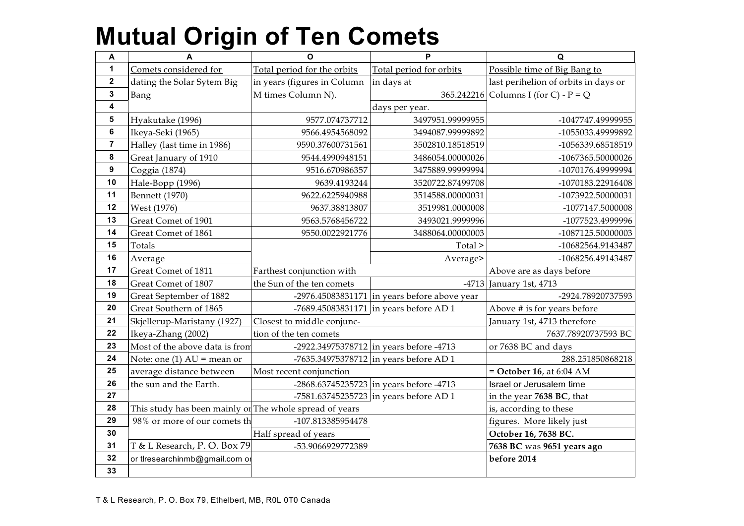# Mutual Origin of Ten Comets

| A | A | O | P | Q |
|---|---|---|---|---|
| 1 | Comets considered for | Total period for the orbits | Total period for orbits | Possible time of Big Bang to |
| 2 | dating the Solar Sytem Big | in years (figures in Column | in days at | last perihelion of orbits in days or |
| 3 | Bang | M times Column N). | 365.242216 | Columns I (for C) - P = Q |
| 4 | | | days per year. | |
| 5 | Hyakutake (1996) | 9577.074737712 | 3497951.99999955 | -1047747.49999955 |
| 6 | Ikeya-Seki (1965) | 9566.4954568092 | 3494087.99999892 | -1055033.49999892 |
| 7 | Halley (last time in 1986) | 9590.37600731561 | 3502810.18518519 | -1056339.68518519 |
| 8 | Great January of 1910 | 9544.4990948151 | 3486054.00000026 | -1067365.50000026 |
| 9 | Coggia (1874) | 9516.670986357 | 3475889.99999994 | -1070176.49999994 |
| 10 | Hale-Bopp (1996) | 9639.4193244 | 3520722.87499708 | -1070183.22916408 |
| 11 | Bennett (1970) | 9622.6225940988 | 3514588.00000031 | -1073922.50000031 |
| 12 | West (1976) | 9637.38813807 | 3519981.0000008 | -1077147.5000008 |
| 13 | Great Comet of 1901 | 9563.5768456722 | 3493021.9999996 | -1077523.4999996 |
| 14 | Great Comet of 1861 | 9550.0022921776 | 3488064.00000003 | -1087125.50000003 |
| 15 | Totals | | Total > | -10682564.9143487 |
| 16 | Average | | Average> | -1068256.49143487 |
| 17 | Great Comet of 1811 | Farthest conjunction with | | Above are as days before |
| 18 | Great Comet of 1807 | the Sun of the ten comets | -4713 | January 1st, 4713 |
| 19 | Great September of 1882 | -2976.45083831171 | in years before above year | -2924.78920737593 |
| 20 | Great Southern of 1865 | -7689.45083831171 | in years before AD 1 | Above # is for years before |
| 21 | Skjellerup-Maristany (1927) | Closest to middle conjunc- | | January 1st, 4713 therefore |
| 22 | Ikeya-Zhang (2002) | tion of the ten comets | | 7637.78920737593 BC |
| 23 | Most of the above data is from | -2922.34975378712 | in years before -4713 | or 7638 BC and days |
| 24 | Note: one (1) AU = mean or | -7635.34975378712 | in years before AD 1 | 288.251850868218 |
| 25 | average distance between | Most recent conjunction | | = **October 16**, at 6:04 AM |
| 26 | the sun and the Earth. | -2868.63745235723 | in years before -4713 | Israel or Jerusalem time |
| 27 | | -7581.63745235723 | in years before AD 1 | in the year **7638 BC**, that |
| 28 | This study has been mainly or | The whole spread of years | | is, according to these |
| 29 | 98% or more of our comets th | -107.813385954478 | | figures. More likely just |
| 30 | | Half spread of years | | **October 16, 7638 BC.** |
| 31 | T & L Research, P. O. Box 79 | -53.9066929772389 | | **7638 BC** was **9651 years ago** |
| 32 | or tlresearchinmb@gmail.com or | | | **before 2014** |
| 33 | | | | |

T & L Research, P. O. Box 79, Ethelbert, MB, R0L 0T0 Canada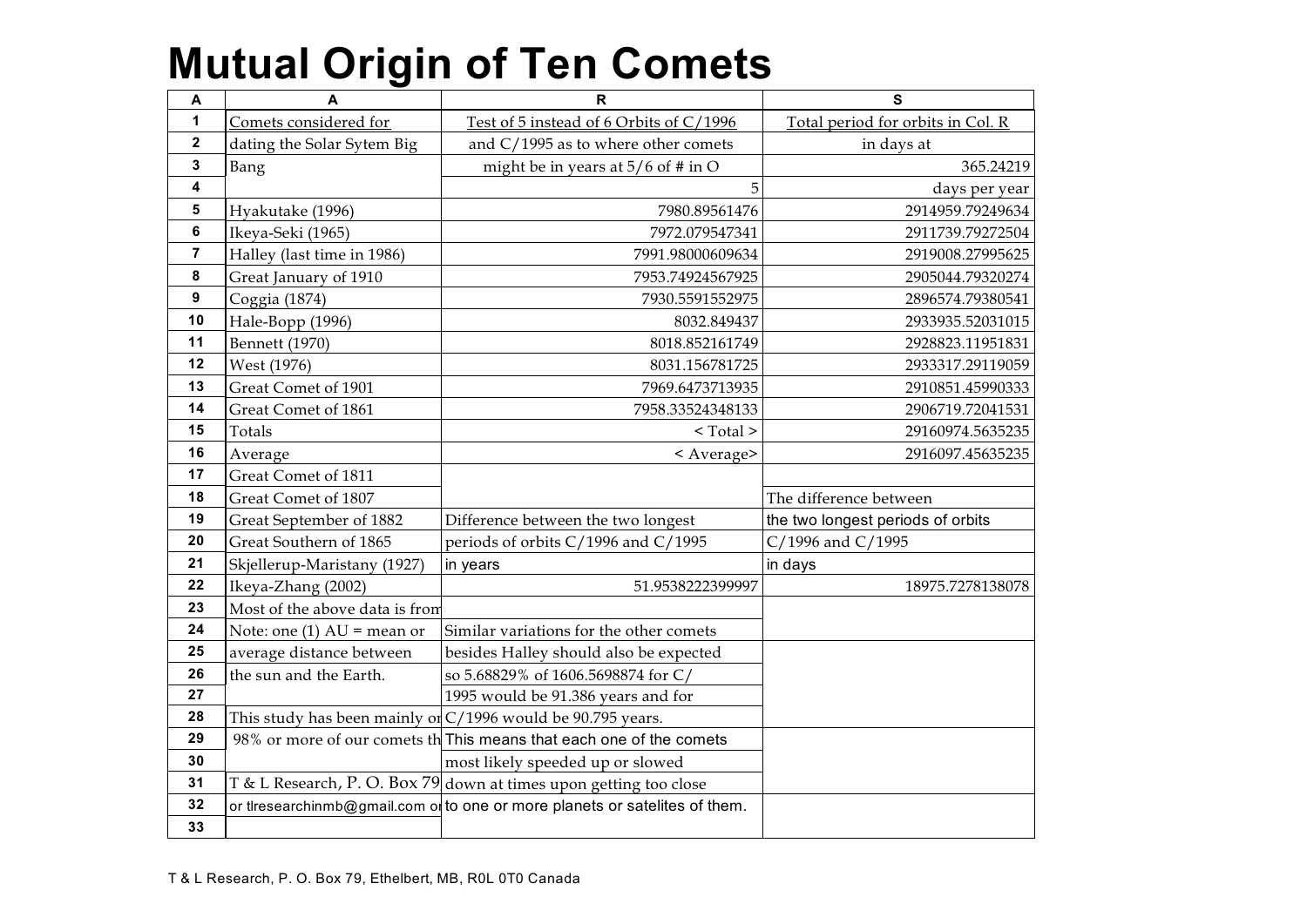# Mutual Origin of Ten Comets

| A | A | R | S |
|---|---|---|---|
| 1 | Comets considered for | Test of 5 instead of 6 Orbits of C/1996 | Total period for orbits in Col. R |
| 2 | dating the Solar Sytem Big | and C/1995 as to where other comets | in days at |
| 3 | Bang | might be in years at 5/6 of # in O | 365.24219 |
| 4 | | 5 | days per year |
| 5 | Hyakutake (1996) | 7980.89561476 | 2914959.79249634 |
| 6 | Ikeya-Seki (1965) | 7972.079547341 | 2911739.79272504 |
| 7 | Halley (last time in 1986) | 7991.98000609634 | 2919008.27995625 |
| 8 | Great January of 1910 | 7953.74924567925 | 2905044.79320274 |
| 9 | Coggia (1874) | 7930.5591552975 | 2896574.79380541 |
| 10 | Hale-Bopp (1996) | 8032.849437 | 2933935.52031015 |
| 11 | Bennett (1970) | 8018.852161749 | 2928823.11951831 |
| 12 | West (1976) | 8031.156781725 | 2933317.29119059 |
| 13 | Great Comet of 1901 | 7969.6473713935 | 2910851.45990333 |
| 14 | Great Comet of 1861 | 7958.33524348133 | 2906719.72041531 |
| 15 | Totals | < Total > | 29160974.5635235 |
| 16 | Average | < Average> | 2916097.45635235 |
| 17 | Great Comet of 1811 | | |
| 18 | Great Comet of 1807 | | The difference between |
| 19 | Great September of 1882 | Difference between the two longest | the two longest periods of orbits |
| 20 | Great Southern of 1865 | periods of orbits C/1996 and C/1995 | C/1996 and C/1995 |
| 21 | Skjellerup-Maristany (1927) | in years | in days |
| 22 | Ikeya-Zhang (2002) | 51.9538222399997 | 18975.7278138078 |
| 23 | Most of the above data is from | | |
| 24 | Note: one (1) AU = mean or | Similar variations for the other comets | |
| 25 | average distance between | besides Halley should also be expected | |
| 26 | the sun and the Earth. | so 5.68829% of 1606.5698874 for C/ | |
| 27 | | 1995 would be 91.386 years and for | |
| 28 | This study has been mainly on | C/1996 would be 90.795 years. | |
| 29 | 98% or more of our comets th | This means that each one of the comets | |
| 30 | | most likely speeded up or slowed | |
| 31 | T & L Research, P. O. Box 79 | down at times upon getting too close | |
| 32 | or tlresearchinmb@gmail.com or | to one or more planets or satelites of them. | |
| 33 | | | |

T & L Research, P. O. Box 79, Ethelbert, MB, R0L 0T0 Canada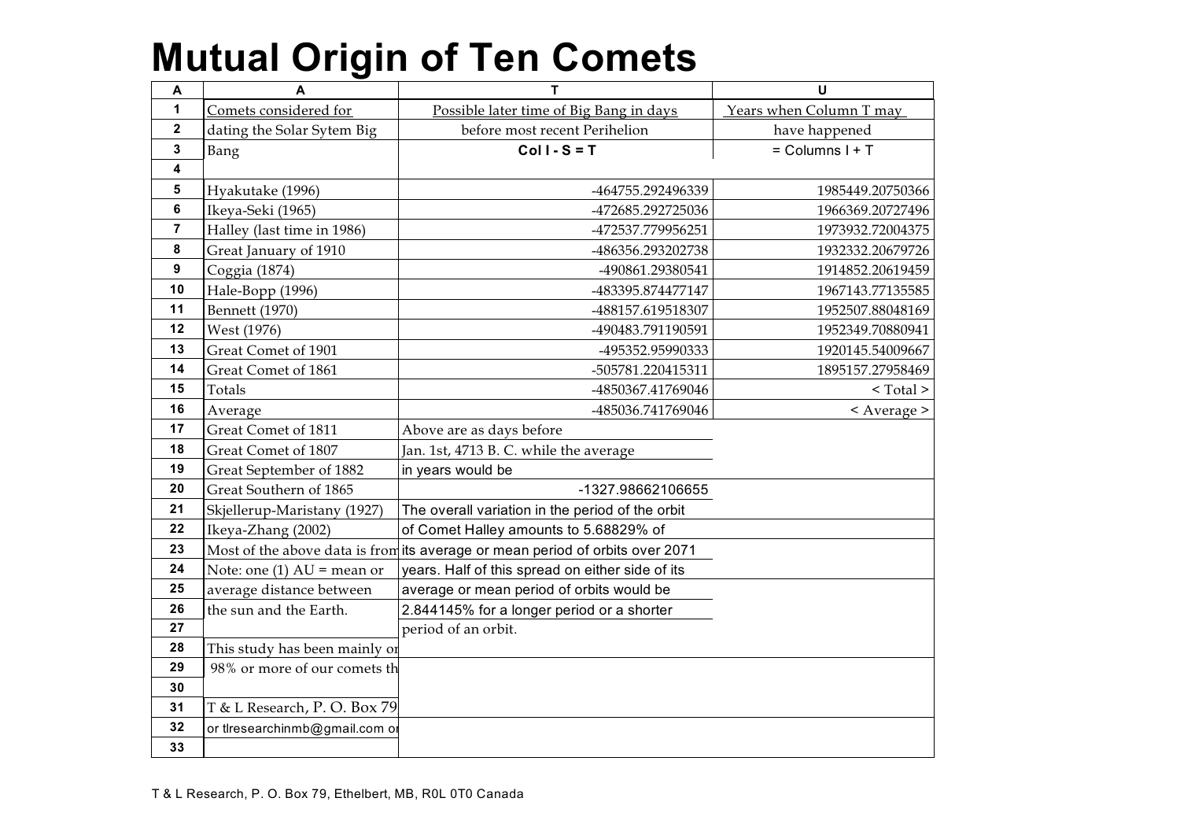# Mutual Origin of Ten Comets

| A | A | T | U |
|---|---|---|---|
| 1 | Comets considered for | Possible later time of Big Bang in days | Years when Column T may |
| 2 | dating the Solar Sytem Big | before most recent Perihelion | have happened |
| 3 | Bang | **Col I - S = T** | = Columns I + T |
| 4 | | | |
| 5 | Hyakutake (1996) | -464755.292496339 | 1985449.20750366 |
| 6 | Ikeya-Seki (1965) | -472685.292725036 | 1966369.20727496 |
| 7 | Halley (last time in 1986) | -472537.779956251 | 1973932.72004375 |
| 8 | Great January of 1910 | -486356.293202738 | 1932332.20679726 |
| 9 | Coggia (1874) | -490861.29380541 | 1914852.20619459 |
| 10 | Hale-Bopp (1996) | -483395.874477147 | 1967143.77135585 |
| 11 | Bennett (1970) | -488157.619518307 | 1952507.88048169 |
| 12 | West (1976) | -490483.791190591 | 1952349.70880941 |
| 13 | Great Comet of 1901 | -495352.95990333 | 1920145.54009667 |
| 14 | Great Comet of 1861 | -505781.220415311 | 1895157.27958469 |
| 15 | Totals | -4850367.41769046 | < Total > |
| 16 | Average | -485036.741769046 | < Average > |
| 17 | Great Comet of 1811 | Above are as days before | |
| 18 | Great Comet of 1807 | Jan. 1st, 4713 B. C. while the average | |
| 19 | Great September of 1882 | in years would be | |
| 20 | Great Southern of 1865 | -1327.98662106655 | |
| 21 | Skjellerup-Maristany (1927) | The overall variation in the period of the orbit | |
| 22 | Ikeya-Zhang (2002) | of Comet Halley amounts to 5.68829% of | |
| 23 | Most of the above data is from | its average or mean period of orbits over 2071 | |
| 24 | Note: one (1) AU = mean or | years. Half of this spread on either side of its | |
| 25 | average distance between | average or mean period of orbits would be | |
| 26 | the sun and the Earth. | 2.844145% for a longer period or a shorter | |
| 27 | | period of an orbit. | |
| 28 | This study has been mainly or | | |
| 29 | 98% or more of our comets th | | |
| 30 | | | |
| 31 | T & L Research, P. O. Box 79 | | |
| 32 | or tlresearchinmb@gmail.com or | | |
| 33 | | | |

T & L Research, P. O. Box 79, Ethelbert, MB, R0L 0T0 Canada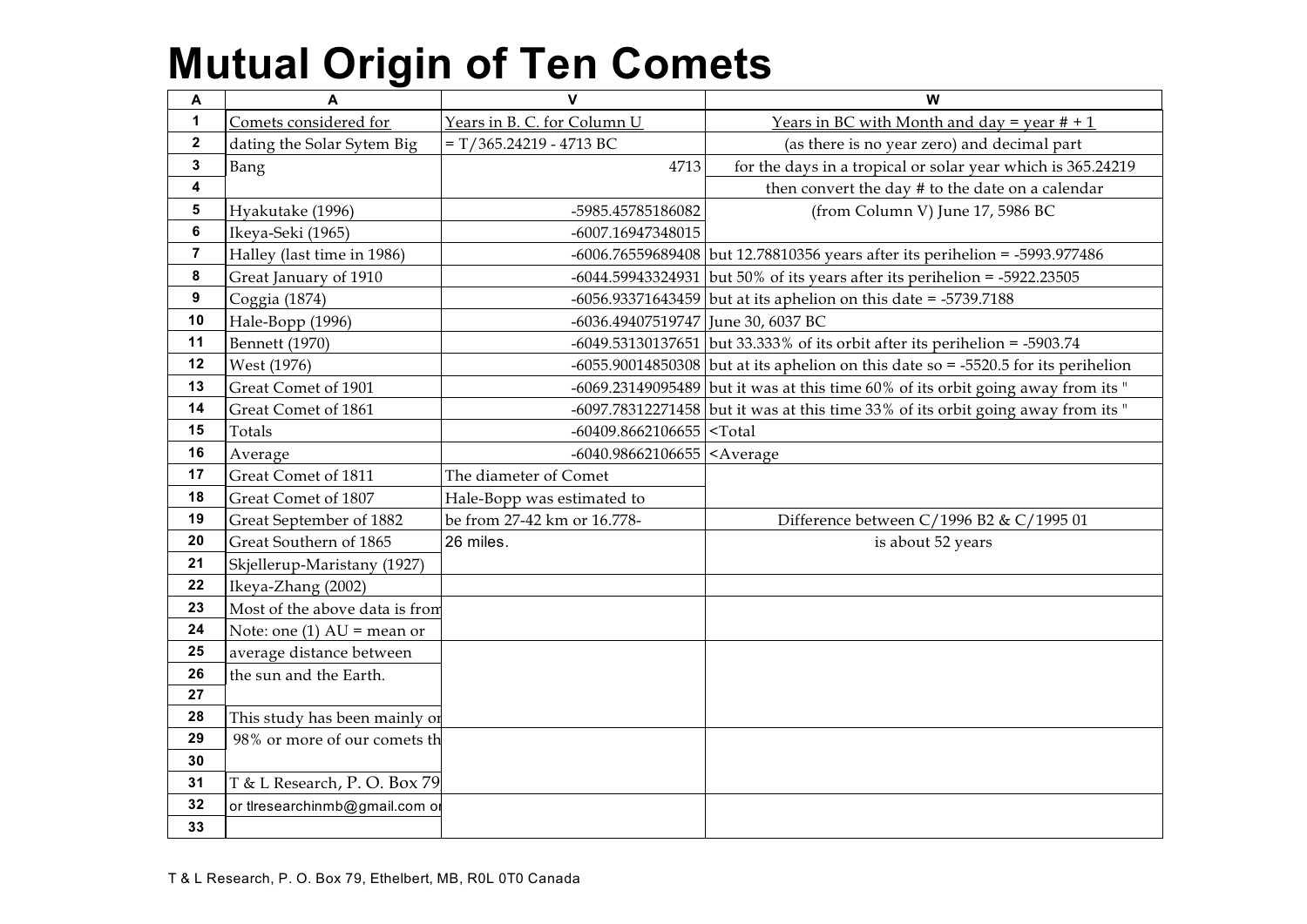# Mutual Origin of Ten Comets

| A | A | V | W |
|---|---|---|---|
| 1 | Comets considered for | Years in B. C. for Column U | Years in BC with Month and day = year # + 1 |
| 2 | dating the Solar Sytem Big | = T/365.24219 - 4713 BC | (as there is no year zero) and decimal part |
| 3 | Bang | 4713 | for the days in a tropical or solar year which is 365.24219 |
| 4 | | | then convert the day # to the date on a calendar |
| 5 | Hyakutake (1996) | -5985.45785186082 | (from Column V) June 17, 5986 BC |
| 6 | Ikeya-Seki (1965) | -6007.16947348015 | |
| 7 | Halley (last time in 1986) | -6006.76559689408 | but 12.78810356 years after its perihelion = -5993.977486 |
| 8 | Great January of 1910 | -6044.59943324931 | but 50% of its years after its perihelion = -5922.23505 |
| 9 | Coggia (1874) | -6056.93371643459 | but at its aphelion on this date = -5739.7188 |
| 10 | Hale-Bopp (1996) | -6036.49407519747 | June 30, 6037 BC |
| 11 | Bennett (1970) | -6049.53130137651 | but 33.333% of its orbit after its perihelion = -5903.74 |
| 12 | West (1976) | -6055.90014850308 | but at its aphelion on this date so = -5520.5 for its perihelion |
| 13 | Great Comet of 1901 | -6069.23149095489 | but it was at this time 60% of its orbit going away from its " |
| 14 | Great Comet of 1861 | -6097.78312271458 | but it was at this time 33% of its orbit going away from its " |
| 15 | Totals | -60409.8662106655 | <Total |
| 16 | Average | -6040.98662106655 | <Average |
| 17 | Great Comet of 1811 | The diameter of Comet | |
| 18 | Great Comet of 1807 | Hale-Bopp was estimated to | |
| 19 | Great September of 1882 | be from 27-42 km or 16.778- | Difference between C/1996 B2 & C/1995 01 |
| 20 | Great Southern of 1865 | 26 miles. | is about 52 years |
| 21 | Skjellerup-Maristany (1927) | | |
| 22 | Ikeya-Zhang (2002) | | |
| 23 | Most of the above data is from | | |
| 24 | Note: one (1) AU = mean or | | |
| 25 | average distance between | | |
| 26 | the sun and the Earth. | | |
| 27 | | | |
| 28 | This study has been mainly or | | |
| 29 | 98% or more of our comets th | | |
| 30 | | | |
| 31 | T & L Research, P. O. Box 79 | | |
| 32 | or tlresearchinmb@gmail.com or | | |
| 33 | | | |

T & L Research, P. O. Box 79, Ethelbert, MB, R0L 0T0 Canada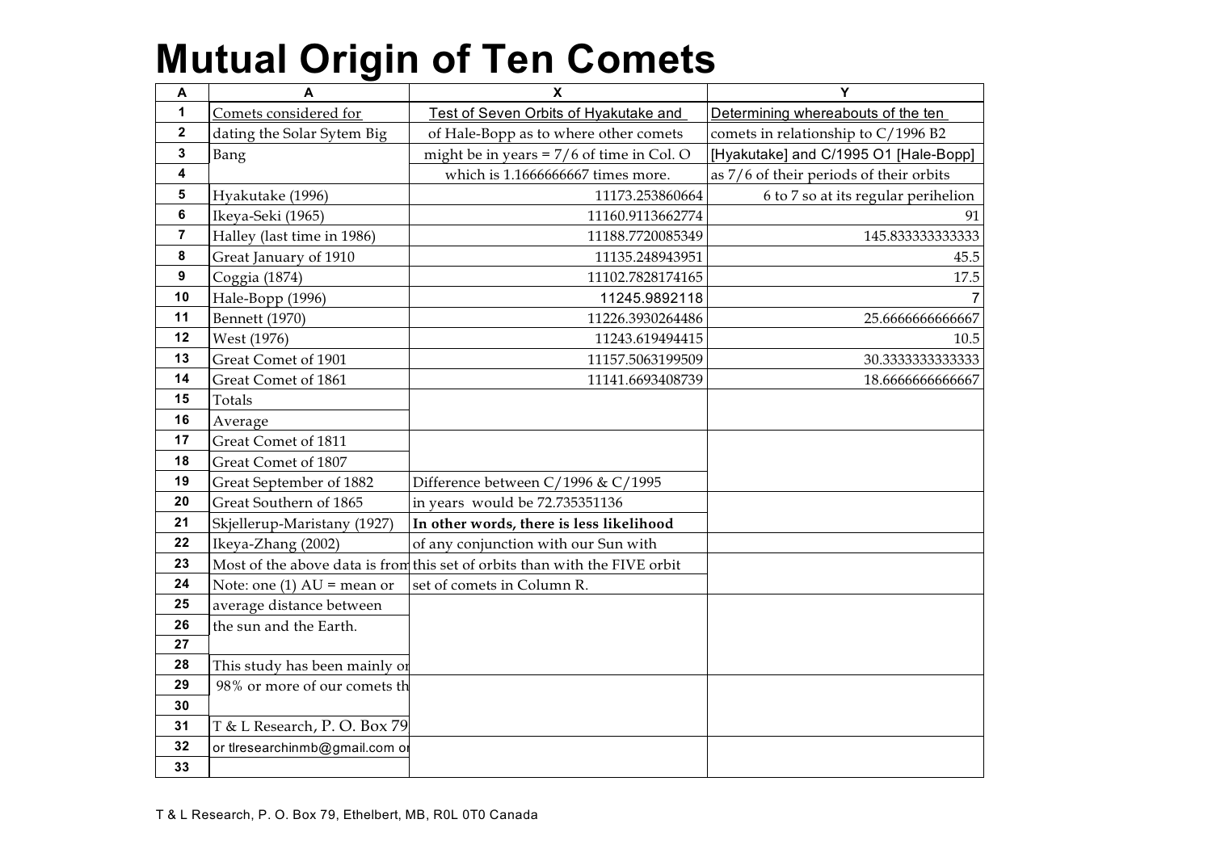# Mutual Origin of Ten Comets

| A | A | X | Y |
|---|---|---|---|
| 1 | Comets considered for | Test of Seven Orbits of Hyakutake and | Determining whereabouts of the ten |
| 2 | dating the Solar Sytem Big | of Hale-Bopp as to where other comets | comets in relationship to C/1996 B2 |
| 3 | Bang | might be in years = 7/6 of time in Col. O | [Hyakutake] and C/1995 O1 [Hale-Bopp] |
| 4 | | which is 1.1666666667 times more. | as 7/6 of their periods of their orbits |
| 5 | Hyakutake (1996) | 11173.253860664 | 6 to 7 so at its regular perihelion |
| 6 | Ikeya-Seki (1965) | 11160.9113662774 | 91 |
| 7 | Halley (last time in 1986) | 11188.7720085349 | 145.833333333333 |
| 8 | Great January of 1910 | 11135.248943951 | 45.5 |
| 9 | Coggia (1874) | 11102.7828174165 | 17.5 |
| 10 | Hale-Bopp (1996) | 11245.9892118 | 7 |
| 11 | Bennett (1970) | 11226.3930264486 | 25.6666666666667 |
| 12 | West (1976) | 11243.619494415 | 10.5 |
| 13 | Great Comet of 1901 | 11157.5063199509 | 30.3333333333333 |
| 14 | Great Comet of 1861 | 11141.6693408739 | 18.6666666666667 |
| 15 | Totals | | |
| 16 | Average | | |
| 17 | Great Comet of 1811 | | |
| 18 | Great Comet of 1807 | | |
| 19 | Great September of 1882 | Difference between C/1996 & C/1995 | |
| 20 | Great Southern of 1865 | in years would be 72.735351136 | |
| 21 | Skjellerup-Maristany (1927) | **In other words, there is less likelihood** | |
| 22 | Ikeya-Zhang (2002) | of any conjunction with our Sun with | |
| 23 | Most of the above data is from | this set of orbits than with the FIVE orbit | |
| 24 | Note: one (1) AU = mean or | set of comets in Column R. | |
| 25 | average distance between | | |
| 26 | the sun and the Earth. | | |
| 27 | | | |
| 28 | This study has been mainly or | | |
| 29 | 98% or more of our comets th | | |
| 30 | | | |
| 31 | T & L Research, P. O. Box 79 | | |
| 32 | or tlresearchinmb@gmail.com or | | |
| 33 | | | |

T & L Research, P. O. Box 79, Ethelbert, MB, R0L 0T0 Canada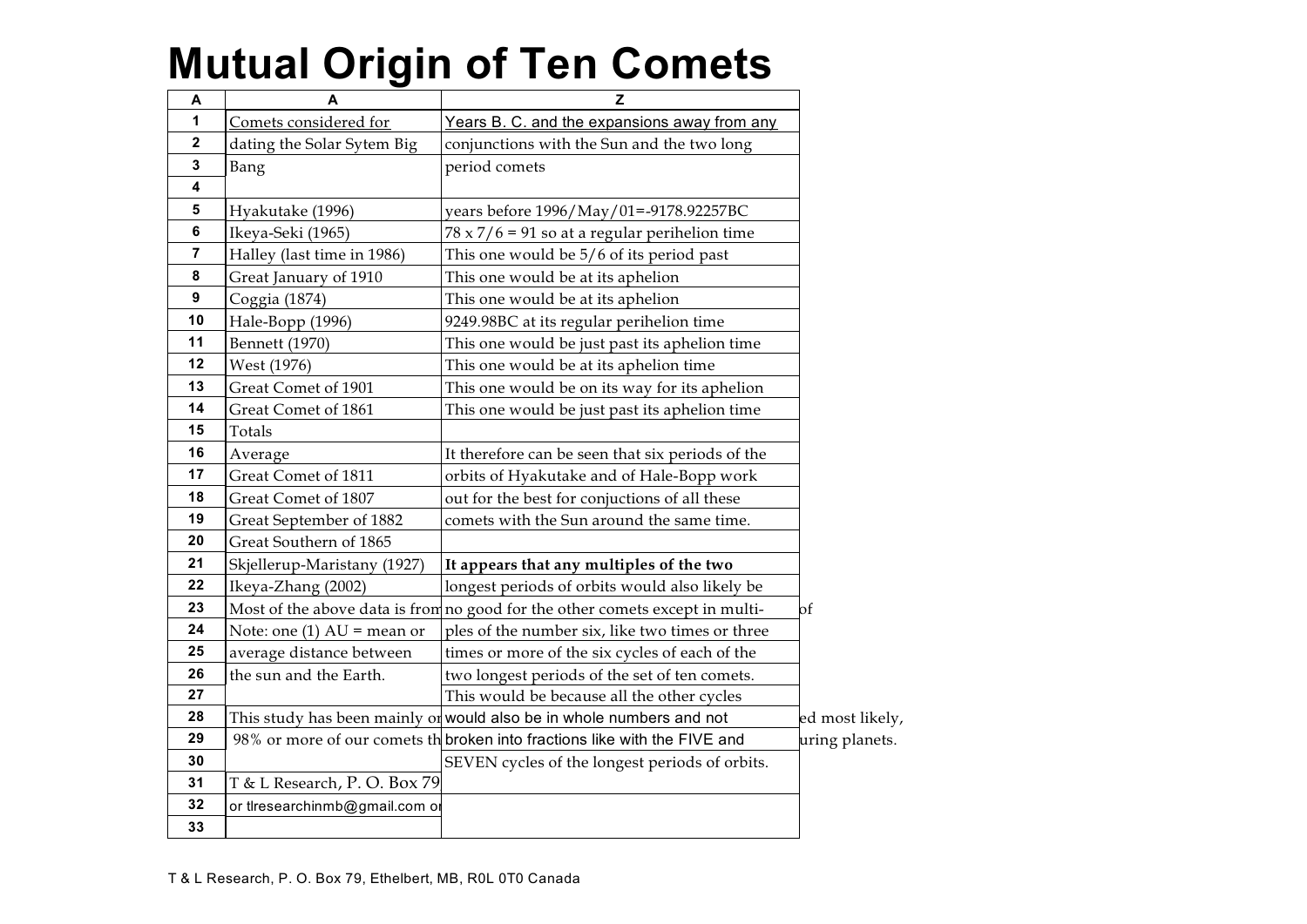# Mutual Origin of Ten Comets

| A | A | Z | |
|---|---|---|---|
| 1 | Comets considered for | Years B. C. and the expansions away from any | |
| 2 | dating the Solar Sytem Big | conjunctions with the Sun and the two long | |
| 3 | Bang | period comets | |
| 4 | | | |
| 5 | Hyakutake (1996) | years before 1996/May/01=-9178.92257BC | |
| 6 | Ikeya-Seki (1965) | 78 x 7/6 = 91 so at a regular perihelion time | |
| 7 | Halley (last time in 1986) | This one would be 5/6 of its period past | |
| 8 | Great January of 1910 | This one would be at its aphelion | |
| 9 | Coggia (1874) | This one would be at its aphelion | |
| 10 | Hale-Bopp (1996) | 9249.98BC at its regular perihelion time | |
| 11 | Bennett (1970) | This one would be just past its aphelion time | |
| 12 | West (1976) | This one would be at its aphelion time | |
| 13 | Great Comet of 1901 | This one would be on its way for its aphelion | |
| 14 | Great Comet of 1861 | This one would be just past aphelion time | |
| 15 | Totals | | |
| 16 | Average | It therefore can be seen that six periods of the | |
| 17 | Great Comet of 1811 | orbits of Hyakutake and of Hale-Bopp work | |
| 18 | Great Comet of 1807 | out for the best for conjuctions of all these | |
| 19 | Great September of 1882 | comets with the Sun around the same time. | |
| 20 | Great Southern of 1865 | | |
| 21 | Skjellerup-Maristany (1927) | **It appears that any multiples of the two** | |
| 22 | Ikeya-Zhang (2002) | longest periods of orbits would also likely be | |
| 23 | Most of the above data is from | no good for the other comets except in multi- | of |
| 24 | Note: one (1) AU = mean or | ples of the number six, like two times or three | |
| 25 | average distance between | times or more of the six cycles of each of the | |
| 26 | the sun and the Earth. | two longest periods of the set of ten comets. | |
| 27 | | This would be because all the other cycles | |
| 28 | This study has been mainly or | would also be in whole numbers and not | ed most likely, |
| 29 | 98% or more of our comets th | broken into fractions like with the FIVE and | uring planets. |
| 30 | | SEVEN cycles of the longest periods of orbits. | |
| 31 | T & L Research, P. O. Box 79 | | |
| 32 | or tlresearchinmb@gmail.com or | | |
| 33 | | | |

T & L Research, P. O. Box 79, Ethelbert, MB, R0L 0T0 Canada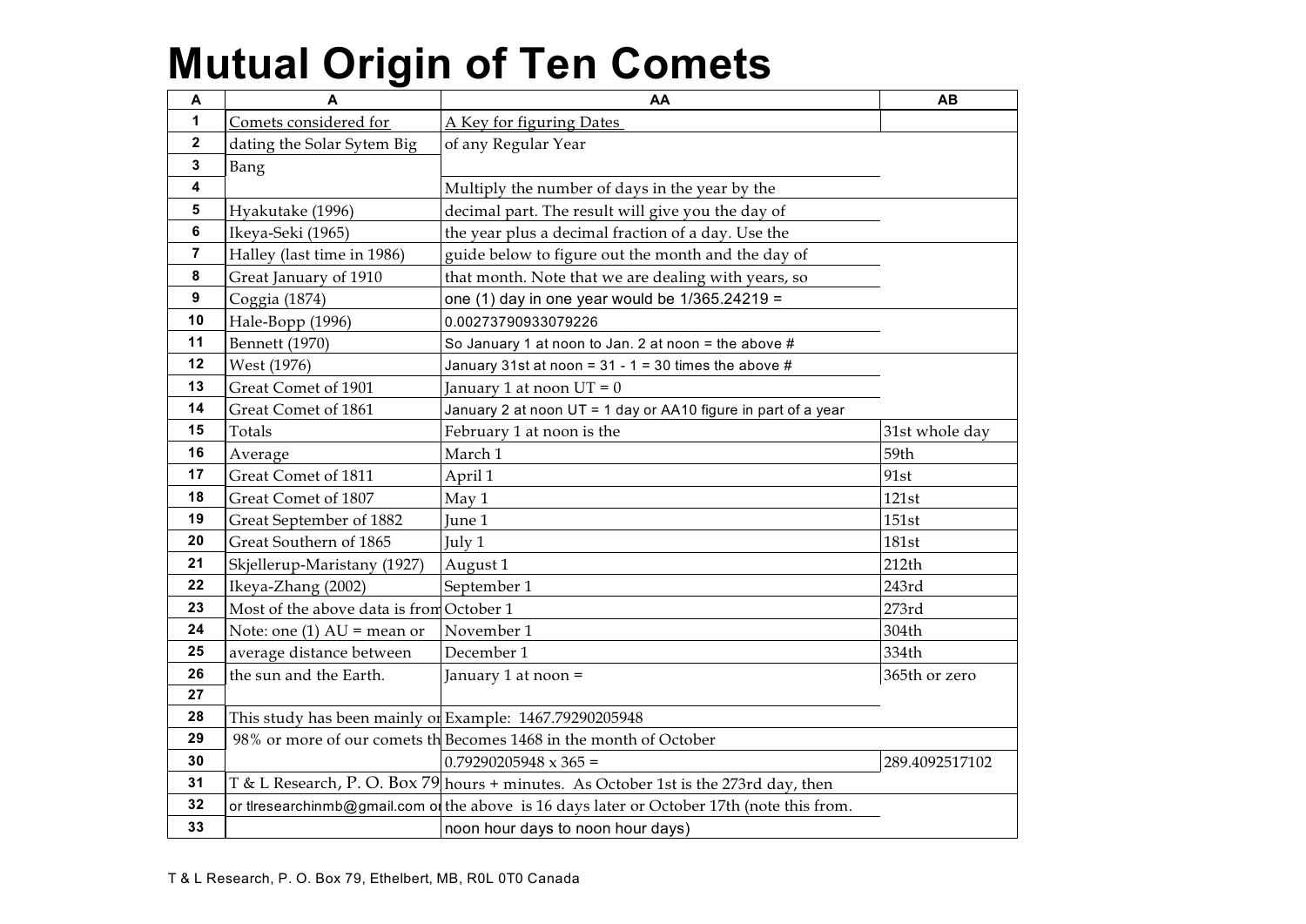# Mutual Origin of Ten Comets

| A | A | AA | AB |
|---|---|---|---|
| 1 | Comets considered for | A Key for figuring Dates | |
| 2 | dating the Solar Sytem Big | of any Regular Year | |
| 3 | Bang | | |
| 4 | | Multiply the number of days in the year by the | |
| 5 | Hyakutake (1996) | decimal part. The result will give you the day of | |
| 6 | Ikeya-Seki (1965) | the year plus a decimal fraction of a day. Use the | |
| 7 | Halley (last time in 1986) | guide below to figure out the month and the day of | |
| 8 | Great January of 1910 | that month. Note that we are dealing with years, so | |
| 9 | Coggia (1874) | one (1) day in one year would be 1/365.24219 = | |
| 10 | Hale-Bopp (1996) | 0.00273790933079226 | |
| 11 | Bennett (1970) | So January 1 at noon to Jan. 2 at noon = the above # | |
| 12 | West (1976) | January 31st at noon = 31 - 1 = 30 times the above # | |
| 13 | Great Comet of 1901 | January 1 at noon UT = 0 | |
| 14 | Great Comet of 1861 | January 2 at noon UT = 1 day or AA10 figure in part of a year | |
| 15 | Totals | February 1 at noon is the | 31st whole day |
| 16 | Average | March 1 | 59th |
| 17 | Great Comet of 1811 | April 1 | 91st |
| 18 | Great Comet of 1807 | May 1 | 121st |
| 19 | Great September of 1882 | June 1 | 151st |
| 20 | Great Southern of 1865 | July 1 | 181st |
| 21 | Skjellerup-Maristany (1927) | August 1 | 212th |
| 22 | Ikeya-Zhang (2002) | September 1 | 243rd |
| 23 | Most of the above data is from | October 1 | 273rd |
| 24 | Note: one (1) AU = mean or | November 1 | 304th |
| 25 | average distance between | December 1 | 334th |
| 26 | the sun and the Earth. | January 1 at noon = | 365th or zero |
| 27 | | | |
| 28 | This study has been mainly or | Example: 1467.79290205948 | |
| 29 | 98% or more of our comets th | Becomes 1468 in the month of October | |
| 30 | | 0.79290205948 x 365 = | 289.4092517102 |
| 31 | T & L Research, P. O. Box 79 | hours + minutes. As October 1st is the 273rd day, then | |
| 32 | or tlresearchinmb@gmail.com or | the above is 16 days later or October 17th (note this from. | |
| 33 | | noon hour days to noon hour days) | |

T & L Research, P. O. Box 79, Ethelbert, MB, R0L 0T0 Canada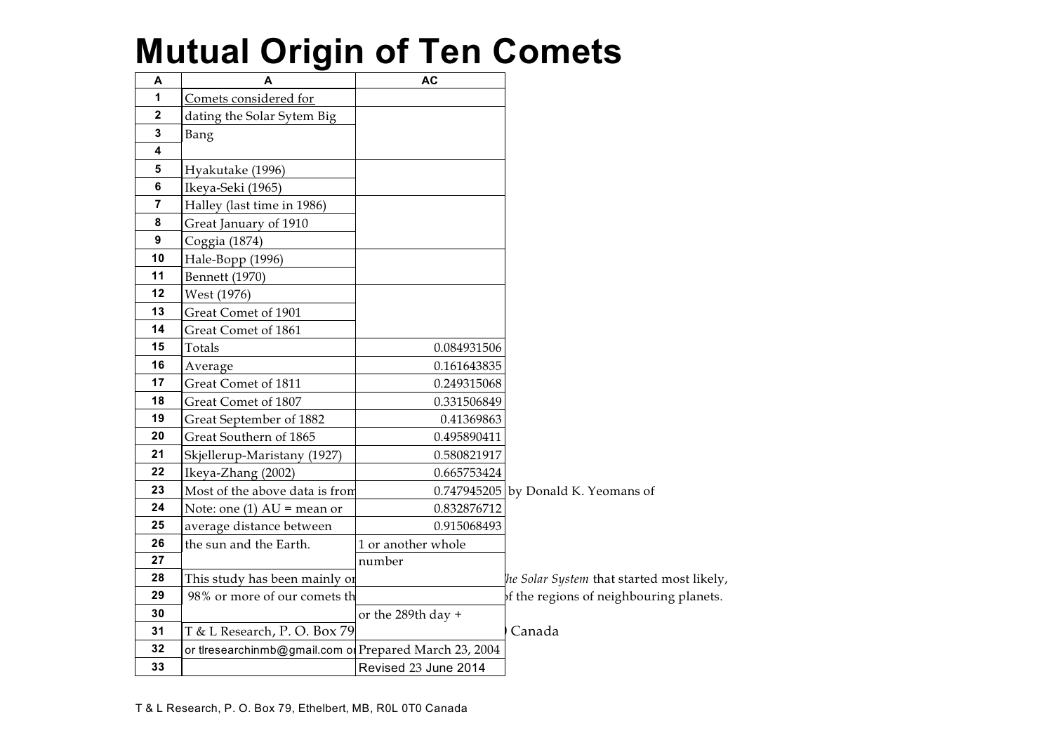# Mutual Origin of Ten Comets

| A | A | AC | |
|---|---|---|---|
| 1 | Comets considered for | | |
| 2 | dating the Solar Sytem Big | | |
| 3 | Bang | | |
| 4 | | | |
| 5 | Hyakutake (1996) | | |
| 6 | Ikeya-Seki (1965) | | |
| 7 | Halley (last time in 1986) | | |
| 8 | Great January of 1910 | | |
| 9 | Coggia (1874) | | |
| 10 | Hale-Bopp (1996) | | |
| 11 | Bennett (1970) | | |
| 12 | West (1976) | | |
| 13 | Great Comet of 1901 | | |
| 14 | Great Comet of 1861 | | |
| 15 | Totals | 0.084931506 | |
| 16 | Average | 0.161643835 | |
| 17 | Great Comet of 1811 | 0.249315068 | |
| 18 | Great Comet of 1807 | 0.331506849 | |
| 19 | Great September of 1882 | 0.41369863 | |
| 20 | Great Southern of 1865 | 0.495890411 | |
| 21 | Skjellerup-Maristany (1927) | 0.580821917 | |
| 22 | Ikeya-Zhang (2002) | 0.665753424 | |
| 23 | Most of the above data is from | 0.747945205 | by Donald K. Yeomans of |
| 24 | Note: one (1) AU = mean or | 0.832876712 | |
| 25 | average distance between | 0.915068493 | |
| 26 | the sun and the Earth. | 1 or another whole | |
| 27 | | number | |
| 28 | This study has been mainly or | | *he Solar System* that started most likely, |
| 29 | 98% or more of our comets th | | of the regions of neighbouring planets. |
| 30 | | or the 289th day + | |
| 31 | T & L Research, P. O. Box 79 | | Canada |
| 32 | or tlresearchinmb@gmail.com or | Prepared March 23, 2004 | |
| 33 | | Revised 23 June 2014 | |

T & L Research, P. O. Box 79, Ethelbert, MB, R0L 0T0 Canada